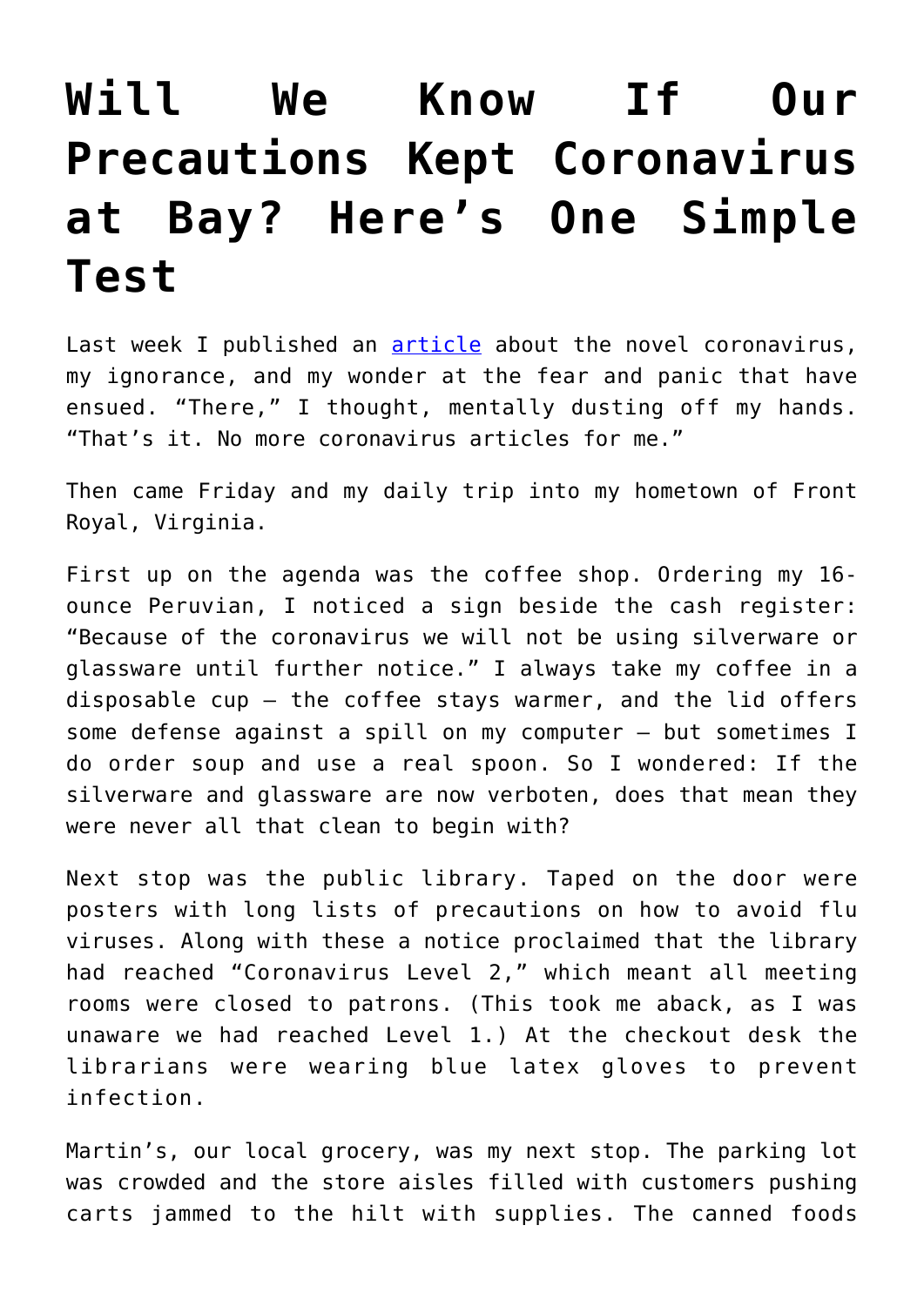# Will We Know If Our Precautions Kept Coronavirus at Bay? Here's One Simple Test

Last week I published an [article](article) about the novel coronavirus, my ignorance, and my wonder at the fear and panic that have ensued. "There," I thought, mentally dusting off my hands. "That's it. No more coronavirus articles for me."

Then came Friday and my daily trip into my hometown of Front Royal, Virginia.

First up on the agenda was the coffee shop. Ordering my 16-ounce Peruvian, I noticed a sign beside the cash register: "Because of the coronavirus we will not be using silverware or glassware until further notice." I always take my coffee in a disposable cup – the coffee stays warmer, and the lid offers some defense against a spill on my computer – but sometimes I do order soup and use a real spoon. So I wondered: If the silverware and glassware are now verboten, does that mean they were never all that clean to begin with?

Next stop was the public library. Taped on the door were posters with long lists of precautions on how to avoid flu viruses. Along with these a notice proclaimed that the library had reached "Coronavirus Level 2," which meant all meeting rooms were closed to patrons. (This took me aback, as I was unaware we had reached Level 1.) At the checkout desk the librarians were wearing blue latex gloves to prevent infection.

Martin's, our local grocery, was my next stop. The parking lot was crowded and the store aisles filled with customers pushing carts jammed to the hilt with supplies. The canned foods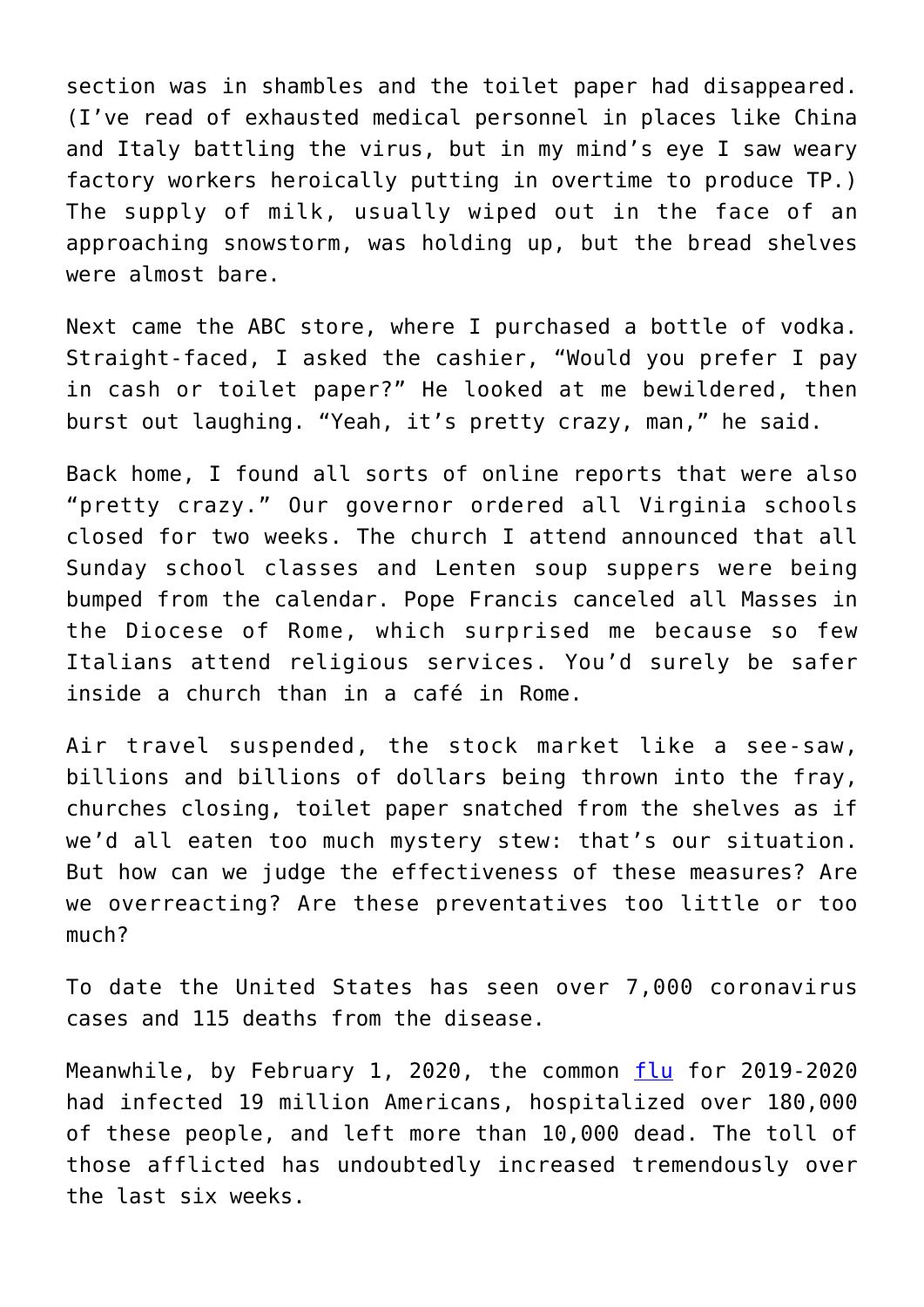section was in shambles and the toilet paper had disappeared. (I've read of exhausted medical personnel in places like China and Italy battling the virus, but in my mind's eye I saw weary factory workers heroically putting in overtime to produce TP.) The supply of milk, usually wiped out in the face of an approaching snowstorm, was holding up, but the bread shelves were almost bare.

Next came the ABC store, where I purchased a bottle of vodka. Straight-faced, I asked the cashier, "Would you prefer I pay in cash or toilet paper?" He looked at me bewildered, then burst out laughing. "Yeah, it's pretty crazy, man," he said.

Back home, I found all sorts of online reports that were also "pretty crazy." Our governor ordered all Virginia schools closed for two weeks. The church I attend announced that all Sunday school classes and Lenten soup suppers were being bumped from the calendar. Pope Francis canceled all Masses in the Diocese of Rome, which surprised me because so few Italians attend religious services. You'd surely be safer inside a church than in a café in Rome.

Air travel suspended, the stock market like a see-saw, billions and billions of dollars being thrown into the fray, churches closing, toilet paper snatched from the shelves as if we'd all eaten too much mystery stew: that's our situation. But how can we judge the effectiveness of these measures? Are we overreacting? Are these preventatives too little or too much?

To date the United States has seen over 7,000 coronavirus cases and 115 deaths from the disease.

Meanwhile, by February 1, 2020, the common flu for 2019-2020 had infected 19 million Americans, hospitalized over 180,000 of these people, and left more than 10,000 dead. The toll of those afflicted has undoubtedly increased tremendously over the last six weeks.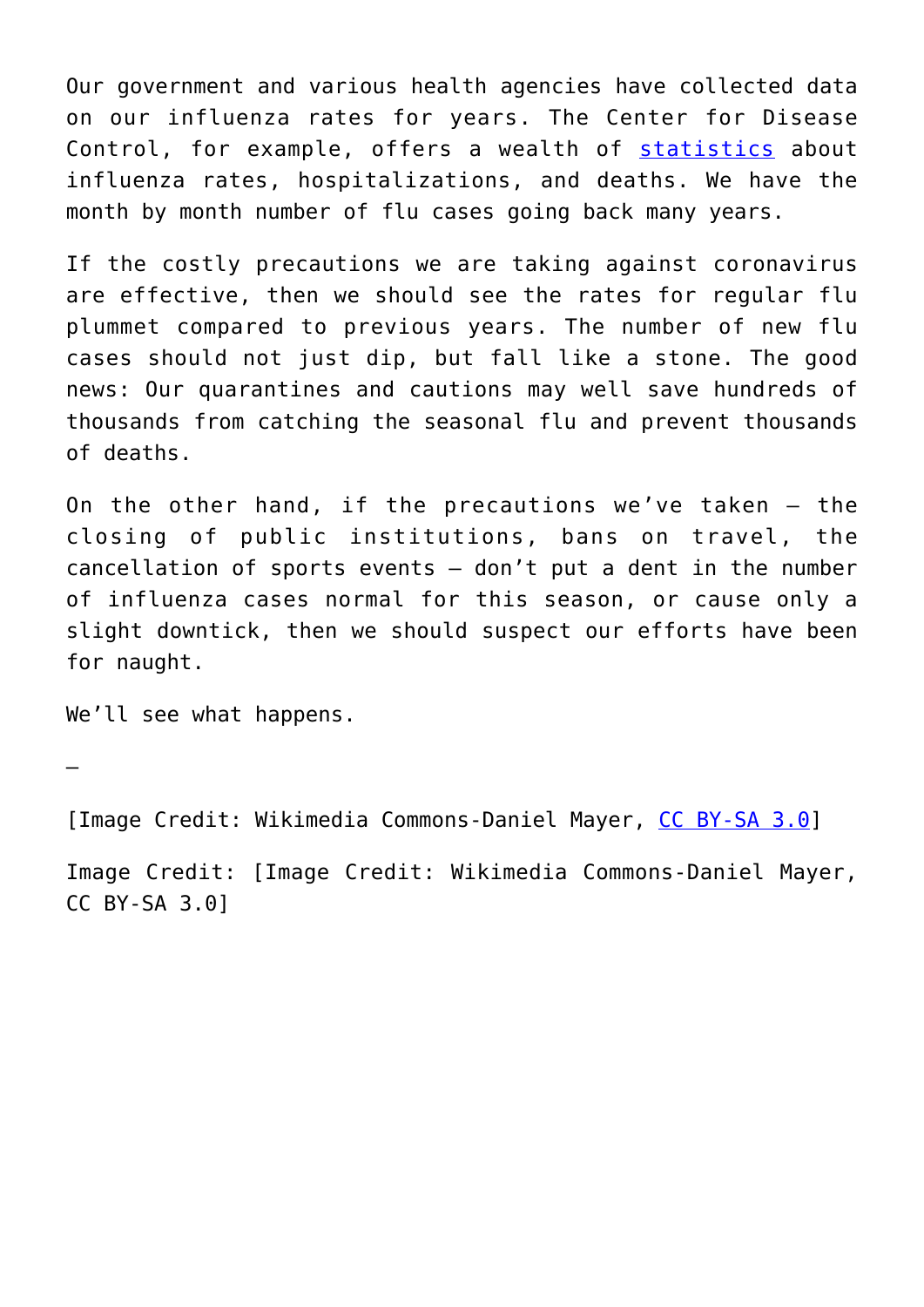Our government and various health agencies have collected data on our influenza rates for years. The Center for Disease Control, for example, offers a wealth of statistics about influenza rates, hospitalizations, and deaths. We have the month by month number of flu cases going back many years.

If the costly precautions we are taking against coronavirus are effective, then we should see the rates for regular flu plummet compared to previous years. The number of new flu cases should not just dip, but fall like a stone. The good news: Our quarantines and cautions may well save hundreds of thousands from catching the seasonal flu and prevent thousands of deaths.

On the other hand, if the precautions we've taken – the closing of public institutions, bans on travel, the cancellation of sports events – don't put a dent in the number of influenza cases normal for this season, or cause only a slight downtick, then we should suspect our efforts have been for naught.

We'll see what happens.

—

[Image Credit: Wikimedia Commons-Daniel Mayer, CC BY-SA 3.0]

Image Credit: [Image Credit: Wikimedia Commons-Daniel Mayer, CC BY-SA 3.0]